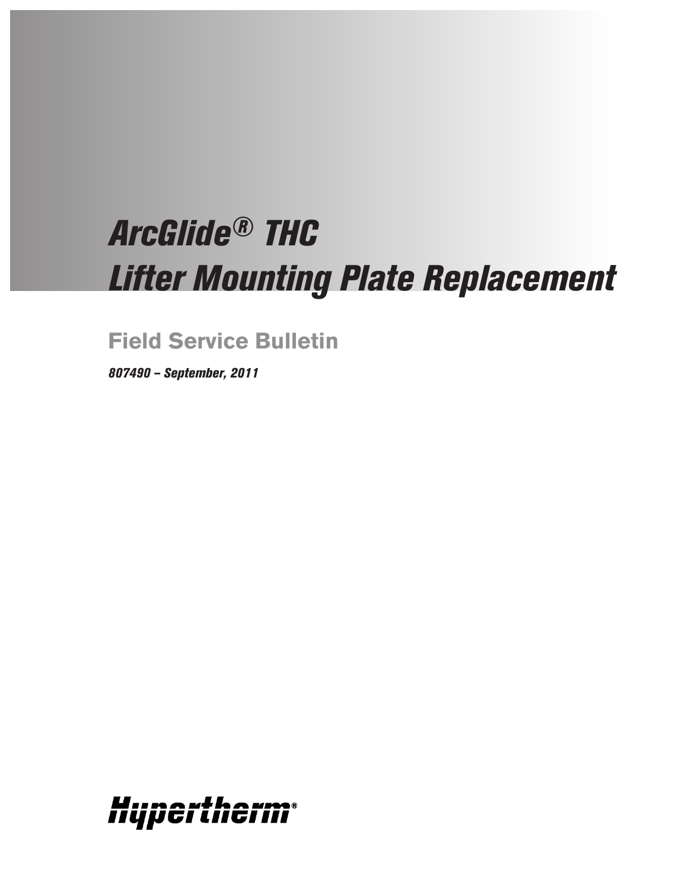# *ArcGlide® THC*
# *Lifter Mounting Plate Replacement*

## Field Service Bulletin

***807490 – September, 2011***

Hypertherm®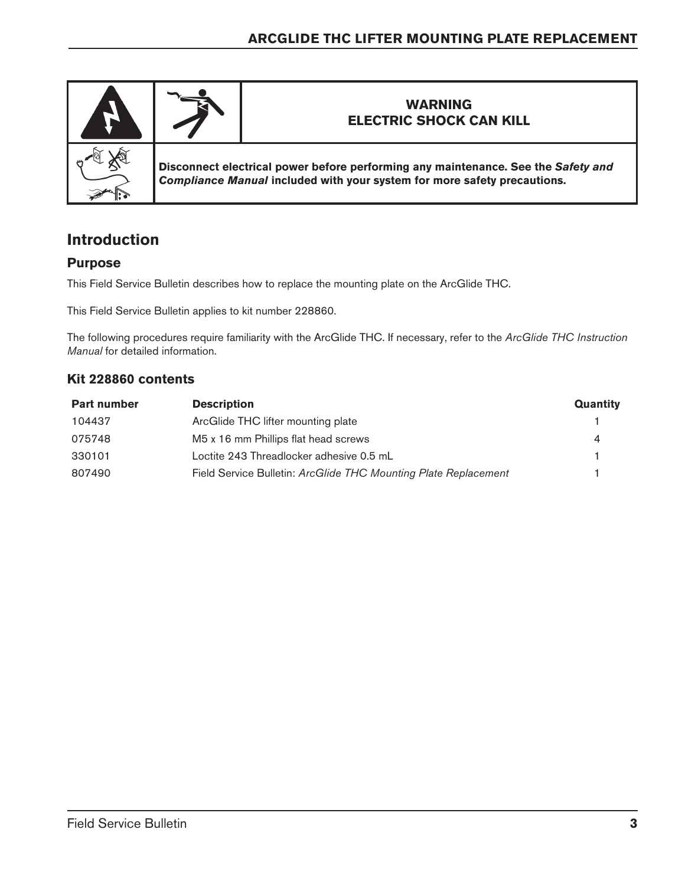**WARNING**
**ELECTRIC SHOCK CAN KILL**

**Disconnect electrical power before performing any maintenance. See the *Safety and Compliance Manual* included with your system for more safety precautions.**

# Introduction

## Purpose

This Field Service Bulletin describes how to replace the mounting plate on the ArcGlide THC.

This Field Service Bulletin applies to kit number 228860.

The following procedures require familiarity with the ArcGlide THC. If necessary, refer to the *ArcGlide THC Instruction Manual* for detailed information.

## Kit 228860 contents

| Part number | Description | Quantity |
|---|---|---|
| 104437 | ArcGlide THC lifter mounting plate | 1 |
| 075748 | M5 x 16 mm Phillips flat head screws | 4 |
| 330101 | Loctite 243 Threadlocker adhesive 0.5 mL | 1 |
| 807490 | Field Service Bulletin: *ArcGlide THC Mounting Plate Replacement* | 1 |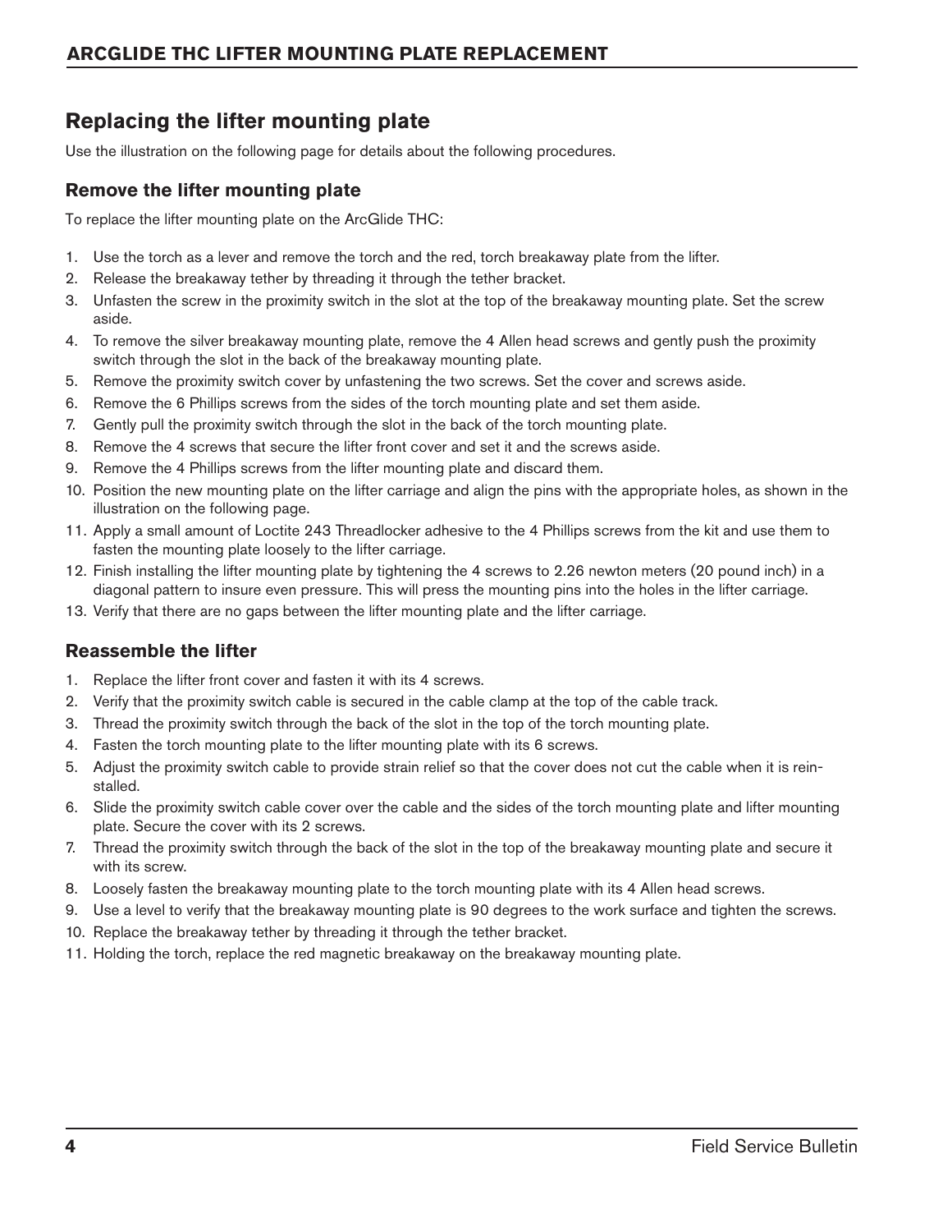## Replacing the lifter mounting plate

Use the illustration on the following page for details about the following procedures.

### Remove the lifter mounting plate

To replace the lifter mounting plate on the ArcGlide THC:

1. Use the torch as a lever and remove the torch and the red, torch breakaway plate from the lifter.
2. Release the breakaway tether by threading it through the tether bracket.
3. Unfasten the screw in the proximity switch in the slot at the top of the breakaway mounting plate. Set the screw aside.
4. To remove the silver breakaway mounting plate, remove the 4 Allen head screws and gently push the proximity switch through the slot in the back of the breakaway mounting plate.
5. Remove the proximity switch cover by unfastening the two screws. Set the cover and screws aside.
6. Remove the 6 Phillips screws from the sides of the torch mounting plate and set them aside.
7. Gently pull the proximity switch through the slot in the back of the torch mounting plate.
8. Remove the 4 screws that secure the lifter front cover and set it and the screws aside.
9. Remove the 4 Phillips screws from the lifter mounting plate and discard them.
10. Position the new mounting plate on the lifter carriage and align the pins with the appropriate holes, as shown in the illustration on the following page.
11. Apply a small amount of Loctite 243 Threadlocker adhesive to the 4 Phillips screws from the kit and use them to fasten the mounting plate loosely to the lifter carriage.
12. Finish installing the lifter mounting plate by tightening the 4 screws to 2.26 newton meters (20 pound inch) in a diagonal pattern to insure even pressure. This will press the mounting pins into the holes in the lifter carriage.
13. Verify that there are no gaps between the lifter mounting plate and the lifter carriage.

### Reassemble the lifter

1. Replace the lifter front cover and fasten it with its 4 screws.
2. Verify that the proximity switch cable is secured in the cable clamp at the top of the cable track.
3. Thread the proximity switch through the back of the slot in the top of the torch mounting plate.
4. Fasten the torch mounting plate to the lifter mounting plate with its 6 screws.
5. Adjust the proximity switch cable to provide strain relief so that the cover does not cut the cable when it is reinstalled.
6. Slide the proximity switch cable cover over the cable and the sides of the torch mounting plate and lifter mounting plate. Secure the cover with its 2 screws.
7. Thread the proximity switch through the back of the slot in the top of the breakaway mounting plate and secure it with its screw.
8. Loosely fasten the breakaway mounting plate to the torch mounting plate with its 4 Allen head screws.
9. Use a level to verify that the breakaway mounting plate is 90 degrees to the work surface and tighten the screws.
10. Replace the breakaway tether by threading it through the tether bracket.
11. Holding the torch, replace the red magnetic breakaway on the breakaway mounting plate.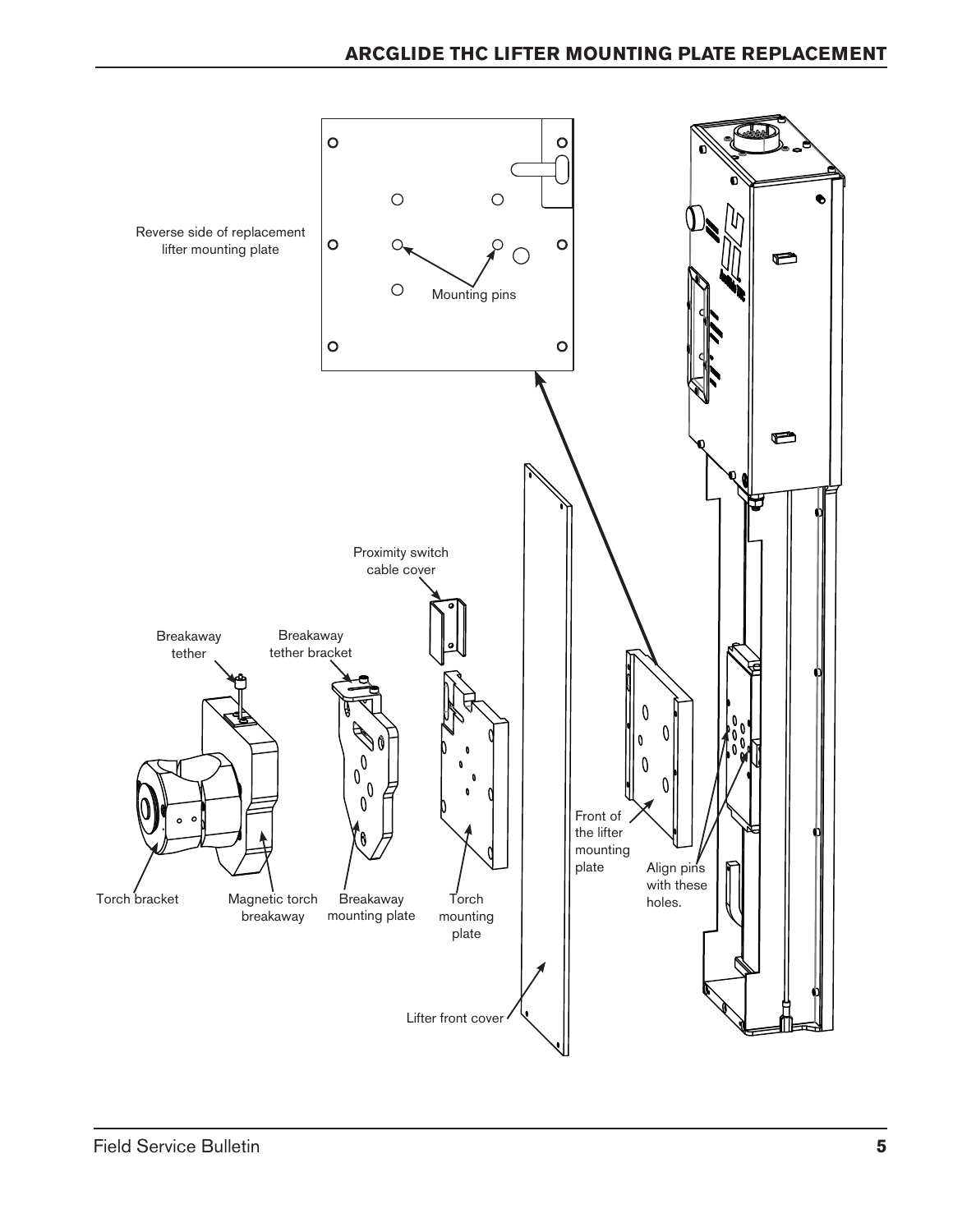Reverse side of replacement lifter mounting plate

Mounting pins

Proximity switch cable cover

Breakaway tether

Breakaway tether bracket

Front of the lifter mounting plate

Align pins with these holes.

Torch bracket

Magnetic torch breakaway

Breakaway mounting plate

Torch mounting plate

Lifter front cover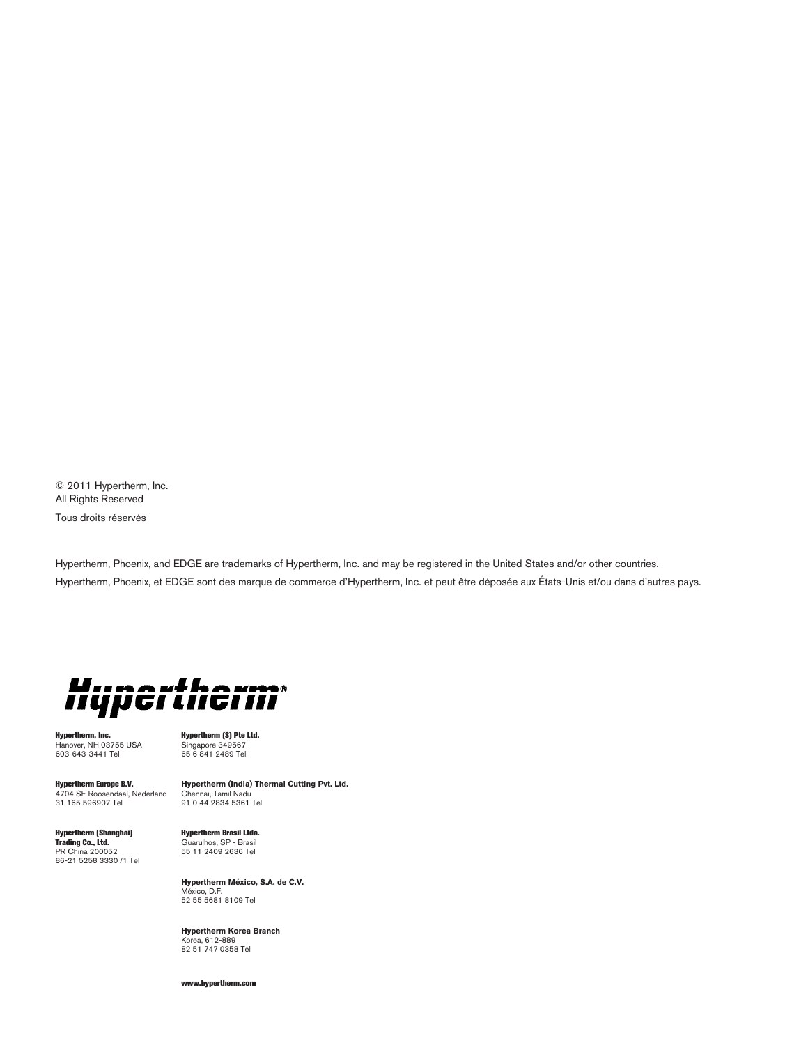© 2011 Hypertherm, Inc.
All Rights Reserved

Tous droits réservés

Hypertherm, Phoenix, and EDGE are trademarks of Hypertherm, Inc. and may be registered in the United States and/or other countries.

Hypertherm, Phoenix, et EDGE sont des marque de commerce d'Hypertherm, Inc. et peut être déposée aux États-Unis et/ou dans d'autres pays.

**Hypertherm®**

**Hypertherm, Inc.**
Hanover, NH 03755 USA
603-643-3441 Tel

**Hypertherm Europe B.V.**
4704 SE Roosendaal, Nederland
31 165 596907 Tel

**Hypertherm (Shanghai) Trading Co., Ltd.**
PR China 200052
86-21 5258 3330 /1 Tel

**Hypertherm (S) Pte Ltd.**
Singapore 349567
65 6 841 2489 Tel

**Hypertherm (India) Thermal Cutting Pvt. Ltd.**
Chennai, Tamil Nadu
91 0 44 2834 5361 Tel

**Hypertherm Brasil Ltda.**
Guarulhos, SP - Brasil
55 11 2409 2636 Tel

**Hypertherm México, S.A. de C.V.**
México, D.F.
52 55 5681 8109 Tel

**Hypertherm Korea Branch**
Korea, 612-889
82 51 747 0358 Tel

**www.hypertherm.com**